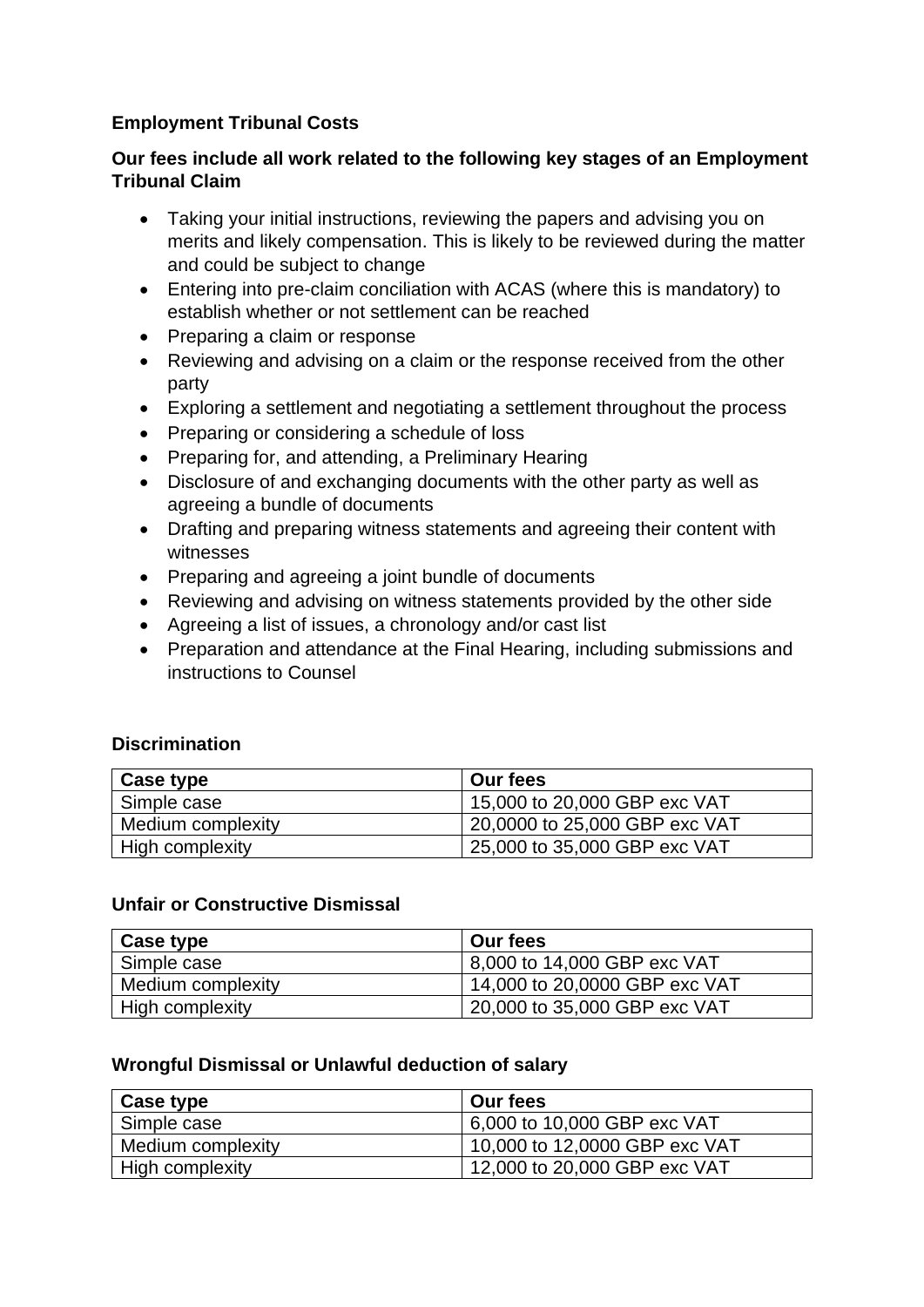**Employment Tribunal Costs**

**Our fees include all work related to the following key stages of an Employment Tribunal Claim**

- Taking your initial instructions, reviewing the papers and advising you on merits and likely compensation. This is likely to be reviewed during the matter and could be subject to change
- Entering into pre-claim conciliation with ACAS (where this is mandatory) to establish whether or not settlement can be reached
- Preparing a claim or response
- Reviewing and advising on a claim or the response received from the other party
- Exploring a settlement and negotiating a settlement throughout the process
- Preparing or considering a schedule of loss
- Preparing for, and attending, a Preliminary Hearing
- Disclosure of and exchanging documents with the other party as well as agreeing a bundle of documents
- Drafting and preparing witness statements and agreeing their content with witnesses
- Preparing and agreeing a joint bundle of documents
- Reviewing and advising on witness statements provided by the other side
- Agreeing a list of issues, a chronology and/or cast list
- Preparation and attendance at the Final Hearing, including submissions and instructions to Counsel

**Discrimination**

| Case type | Our fees |
|---|---|
| Simple case | 15,000 to 20,000 GBP exc VAT |
| Medium complexity | 20,0000 to 25,000 GBP exc VAT |
| High complexity | 25,000 to 35,000 GBP exc VAT |

**Unfair or Constructive Dismissal**

| Case type | Our fees |
|---|---|
| Simple case | 8,000 to 14,000 GBP exc VAT |
| Medium complexity | 14,000 to 20,0000 GBP exc VAT |
| High complexity | 20,000 to 35,000 GBP exc VAT |

**Wrongful Dismissal or Unlawful deduction of salary**

| Case type | Our fees |
|---|---|
| Simple case | 6,000 to 10,000 GBP exc VAT |
| Medium complexity | 10,000 to 12,0000 GBP exc VAT |
| High complexity | 12,000 to 20,000 GBP exc VAT |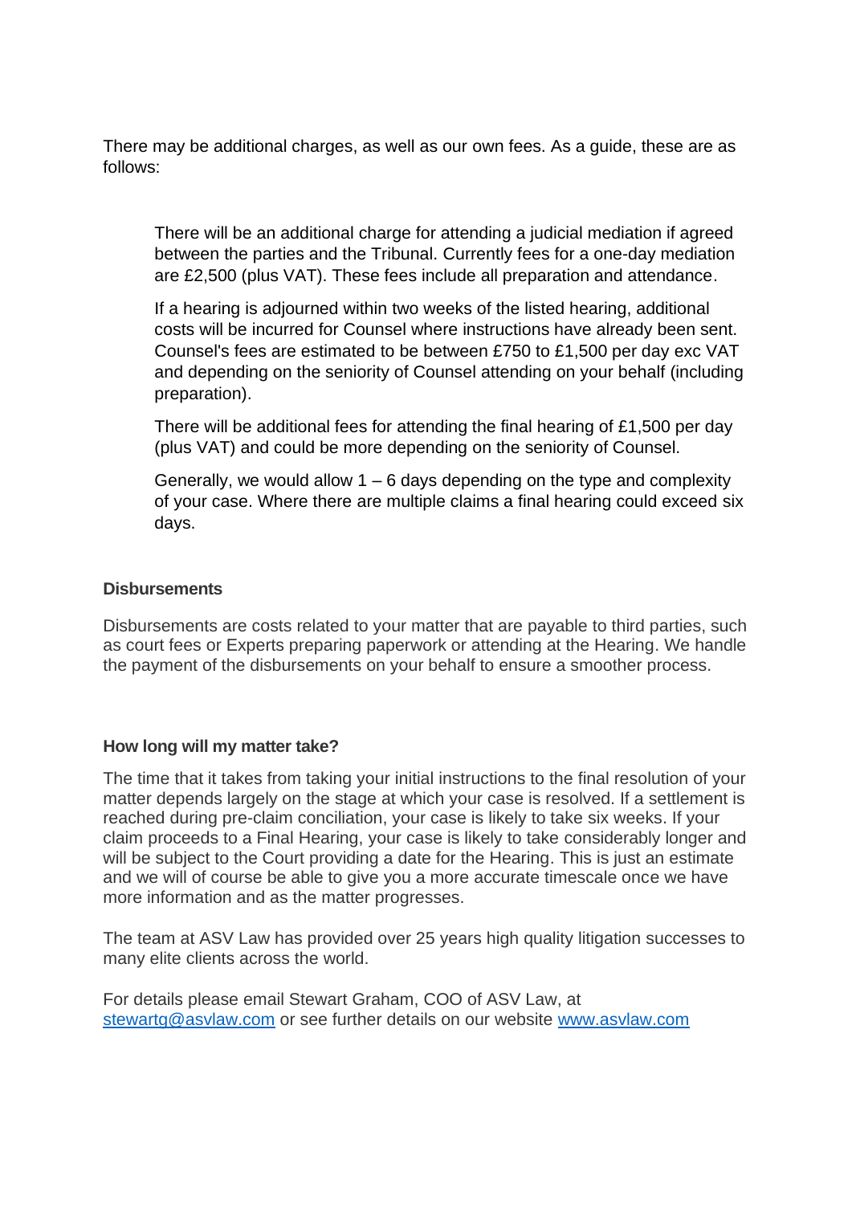There may be additional charges, as well as our own fees. As a guide, these are as follows:

> There will be an additional charge for attending a judicial mediation if agreed between the parties and the Tribunal. Currently fees for a one-day mediation are £2,500 (plus VAT). These fees include all preparation and attendance.
>
> If a hearing is adjourned within two weeks of the listed hearing, additional costs will be incurred for Counsel where instructions have already been sent. Counsel's fees are estimated to be between £750 to £1,500 per day exc VAT and depending on the seniority of Counsel attending on your behalf (including preparation).
>
> There will be additional fees for attending the final hearing of £1,500 per day (plus VAT) and could be more depending on the seniority of Counsel.
>
> Generally, we would allow 1 – 6 days depending on the type and complexity of your case. Where there are multiple claims a final hearing could exceed six days.

**Disbursements**

Disbursements are costs related to your matter that are payable to third parties, such as court fees or Experts preparing paperwork or attending at the Hearing. We handle the payment of the disbursements on your behalf to ensure a smoother process.

**How long will my matter take?**

The time that it takes from taking your initial instructions to the final resolution of your matter depends largely on the stage at which your case is resolved. If a settlement is reached during pre-claim conciliation, your case is likely to take six weeks. If your claim proceeds to a Final Hearing, your case is likely to take considerably longer and will be subject to the Court providing a date for the Hearing. This is just an estimate and we will of course be able to give you a more accurate timescale once we have more information and as the matter progresses.

The team at ASV Law has provided over 25 years high quality litigation successes to many elite clients across the world.

For details please email Stewart Graham, COO of ASV Law, at [stewartg@asvlaw.com](mailto:stewartg@asvlaw.com) or see further details on our website [www.asvlaw.com](http://www.asvlaw.com)